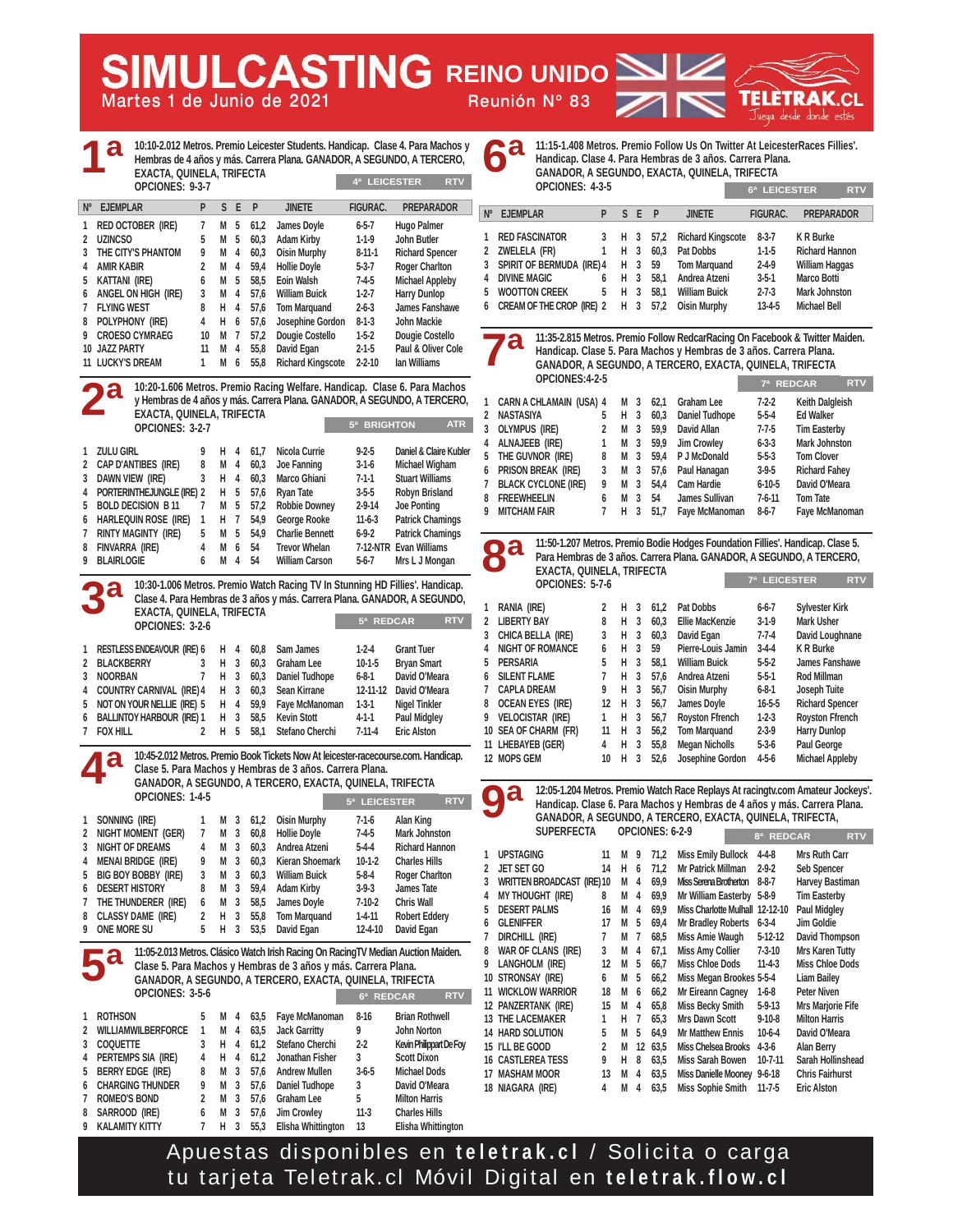# SIMULCASTING REINO UNIDO

Martes 1 de Junio de 2021 — Reunión N° 83

TELETRAK.CL — Juega desde donde estés

## 1ª

10:10-2.012 Metros. Premio Leicester Students. Handicap. Clase 4. Para Machos y Hembras de 4 años y más. Carrera Plana. GANADOR, A SEGUNDO, A TERCERO, EXACTA, QUINELA, TRIFECTA

OPCIONES: 9-3-7

4ª LEICESTER — RTV

| Nº | EJEMPLAR | P | S | E | P | JINETE | FIGURAC. | PREPARADOR |
|---|---|---|---|---|---|---|---|---|
| 1 | RED OCTOBER (IRE) | 7 | M | 5 | 61,2 | James Doyle | 6-5-7 | Hugo Palmer |
| 2 | UZINCSO | 5 | M | 5 | 60,3 | Adam Kirby | 1-1-9 | John Butler |
| 3 | THE CITY'S PHANTOM | 9 | M | 4 | 60,3 | Oisin Murphy | 8-11-1 | Richard Spencer |
| 4 | AMIR KABIR | 2 | M | 4 | 59,4 | Hollie Doyle | 5-3-7 | Roger Charlton |
| 5 | KATTANI (IRE) | 6 | M | 5 | 58,5 | Eoin Walsh | 7-4-5 | Michael Appleby |
| 6 | ANGEL ON HIGH (IRE) | 3 | M | 4 | 57,6 | William Buick | 1-2-7 | Harry Dunlop |
| 7 | FLYING WEST | 8 | H | 4 | 57,6 | Tom Marquand | 2-6-3 | James Fanshawe |
| 8 | POLYPHONY (IRE) | 4 | H | 6 | 57,6 | Josephine Gordon | 8-1-3 | John Mackie |
| 9 | CROESO CYMRAEG | 10 | M | 7 | 57,2 | Dougie Costello | 1-5-2 | Dougie Costello |
| 10 | JAZZ PARTY | 11 | M | 4 | 55,8 | David Egan | 2-1-5 | Paul & Oliver Cole |
| 11 | LUCKY'S DREAM | 1 | M | 6 | 55,8 | Richard Kingscote | 2-2-10 | Ian Williams |

## 2ª

10:20-1.606 Metros. Premio Racing Welfare. Handicap. Clase 6. Para Machos y Hembras de 4 años y más. Carrera Plana. GANADOR, A SEGUNDO, A TERCERO, EXACTA, QUINELA, TRIFECTA

OPCIONES: 3-2-7

5ª BRIGHTON — ATR

| Nº | EJEMPLAR | P | S | E | P | JINETE | FIGURAC. | PREPARADOR |
|---|---|---|---|---|---|---|---|---|
| 1 | ZULU GIRL | 9 | H | 4 | 61,7 | Nicola Currie | 9-2-5 | Daniel & Claire Kubler |
| 2 | CAP D'ANTIBES (IRE) | 8 | M | 4 | 60,3 | Joe Fanning | 3-1-6 | Michael Wigham |
| 3 | DAWN VIEW (IRE) | 3 | H | 4 | 60,3 | Marco Ghiani | 7-1-1 | Stuart Williams |
| 4 | PORTERINTHEJUNGLE (IRE) | 2 | H | 5 | 57,6 | Ryan Tate | 3-5-5 | Robyn Brisland |
| 5 | BOLD DECISION B 11 | 7 | M | 5 | 57,2 | Robbie Downey | 2-9-14 | Joe Ponting |
| 6 | HARLEQUIN ROSE (IRE) | 1 | H | 7 | 54,9 | George Rooke | 11-6-3 | Patrick Chamings |
| 7 | RINTY MAGINTY (IRE) | 5 | M | 5 | 54,9 | Charlie Bennett | 6-9-2 | Patrick Chamings |
| 8 | FINVARRA (IRE) | 4 | M | 6 | 54 | Trevor Whelan | 7-12-NTR | Evan Williams |
| 9 | BLAIRLOGIE | 6 | M | 4 | 54 | William Carson | 5-6-7 | Mrs L J Mongan |

## 3ª

10:30-1.006 Metros. Premio Watch Racing TV In Stunning HD Fillies'. Handicap. Clase 4. Para Hembras de 3 años y más. Carrera Plana. GANADOR, A SEGUNDO, EXACTA, QUINELA, TRIFECTA

OPCIONES: 3-2-6

5ª REDCAR — RTV

| Nº | EJEMPLAR | P | S | E | P | JINETE | FIGURAC. | PREPARADOR |
|---|---|---|---|---|---|---|---|---|
| 1 | RESTLESS ENDEAVOUR (IRE) | 6 | H | 4 | 60,8 | Sam James | 1-2-4 | Grant Tuer |
| 2 | BLACKBERRY | 3 | H | 3 | 60,3 | Graham Lee | 10-1-5 | Bryan Smart |
| 3 | NOORBAN | 7 | H | 3 | 60,3 | Daniel Tudhope | 6-8-1 | David O'Meara |
| 4 | COUNTRY CARNIVAL (IRE) | 4 | H | 3 | 60,3 | Sam Kirrane | 12-11-12 | David O'Meara |
| 5 | NOT ON YOUR NELLIE (IRE) | 5 | H | 4 | 59,9 | Faye McManoman | 1-3-1 | Nigel Tinkler |
| 6 | BALLINTOY HARBOUR (IRE) | 1 | H | 3 | 58,5 | Kevin Stott | 4-1-1 | Paul Midgley |
| 7 | FOX HILL | 2 | H | 5 | 58,1 | Stefano Cherchi | 7-11-4 | Eric Alston |

## 4ª

10:45-2.012 Metros. Premio Book Tickets Now At leicester-racecourse.com. Handicap. Clase 5. Para Machos y Hembras de 3 años. Carrera Plana. GANADOR, A SEGUNDO, A TERCERO, EXACTA, QUINELA, TRIFECTA

OPCIONES: 1-4-5

5ª LEICESTER — RTV

| Nº | EJEMPLAR | P | S | E | P | JINETE | FIGURAC. | PREPARADOR |
|---|---|---|---|---|---|---|---|---|
| 1 | SONNING (IRE) | 1 | M | 3 | 61,2 | Oisin Murphy | 7-1-6 | Alan King |
| 2 | NIGHT MOMENT (GER) | 7 | M | 3 | 60,8 | Hollie Doyle | 7-4-5 | Mark Johnston |
| 3 | NIGHT OF DREAMS | 4 | M | 3 | 60,3 | Andrea Atzeni | 5-4-4 | Richard Hannon |
| 4 | MENAI BRIDGE (IRE) | 9 | M | 3 | 60,3 | Kieran Shoemark | 10-1-2 | Charles Hills |
| 5 | BIG BOY BOBBY (IRE) | 3 | M | 3 | 60,3 | William Buick | 5-8-4 | Roger Charlton |
| 6 | DESERT HISTORY | 8 | M | 3 | 59,4 | Adam Kirby | 3-9-3 | James Tate |
| 7 | THE THUNDERER (IRE) | 6 | M | 3 | 58,5 | James Doyle | 7-10-2 | Chris Wall |
| 8 | CLASSY DAME (IRE) | 2 | H | 3 | 55,8 | Tom Marquand | 1-4-11 | Robert Eddery |
| 9 | ONE MORE SU | 5 | H | 3 | 53,5 | David Egan | 12-4-10 | David Egan |

## 5ª

11:05-2.013 Metros. Clásico Watch Irish Racing On RacingTV Median Auction Maiden. Clase 5. Para Machos y Hembras de 3 años. Carrera Plana. GANADOR, A SEGUNDO, A TERCERO, EXACTA, QUINELA, TRIFECTA

OPCIONES: 3-5-6

6ª REDCAR — RTV

| Nº | EJEMPLAR | P | S | E | P | JINETE | FIGURAC. | PREPARADOR |
|---|---|---|---|---|---|---|---|---|
| 1 | ROTHSON | 5 | M | 4 | 63,5 | Faye McManoman | 8-16 | Brian Rothwell |
| 2 | WILLIAMWILBERFORCE | 1 | M | 4 | 63,5 | Jack Garritty | 9 | John Norton |
| 3 | COQUETTE | 3 | H | 4 | 61,2 | Stefano Cherchi | 2-2 | Kevin Philippart De Foy |
| 4 | PERTEMPS SIA (IRE) | 4 | H | 4 | 61,2 | Jonathan Fisher | 3 | Scott Dixon |
| 5 | BERRY EDGE (IRE) | 8 | M | 3 | 57,6 | Andrew Mullen | 3-6-5 | Michael Dods |
| 6 | CHARGING THUNDER | 9 | M | 3 | 57,6 | Daniel Tudhope | 3 | David O'Meara |
| 7 | ROMEO'S BOND | 2 | M | 3 | 57,6 | Graham Lee | 5 | Milton Harris |
| 8 | SARROOD (IRE) | 6 | M | 3 | 57,6 | Jim Crowley | 11-3 | Charles Hills |
| 9 | KALAMITY KITTY | 7 | H | 3 | 55,3 | Elisha Whittington | 13 | Elisha Whittington |

## 6ª

11:15-1.408 Metros. Premio Follow Us On Twitter At LeicesterRaces Fillies'. Handicap. Clase 4. Para Hembras de 3 años. Carrera Plana. GANADOR, A SEGUNDO, EXACTA, QUINELA, TRIFECTA

OPCIONES: 4-3-5

6ª LEICESTER — RTV

| Nº | EJEMPLAR | P | S | E | P | JINETE | FIGURAC. | PREPARADOR |
|---|---|---|---|---|---|---|---|---|
| 1 | RED FASCINATOR | 3 | H | 3 | 57,2 | Richard Kingscote | 8-3-7 | K R Burke |
| 2 | ZWELELA (FR) | 1 | H | 3 | 60,3 | Pat Dobbs | 1-1-5 | Richard Hannon |
| 3 | SPIRIT OF BERMUDA (IRE) | 4 | H | 3 | 59 | Tom Marquand | 2-4-9 | William Haggas |
| 4 | DIVINE MAGIC | 6 | H | 3 | 58,1 | Andrea Atzeni | 3-5-1 | Marco Botti |
| 5 | WOOTTON CREEK | 5 | H | 3 | 58,1 | William Buick | 2-7-3 | Mark Johnston |
| 6 | CREAM OF THE CROP (IRE) | 2 | H | 3 | 57,2 | Oisin Murphy | 13-4-5 | Michael Bell |

## 7ª

11:35-2.815 Metros. Premio Follow RedcarRacing On Facebook & Twitter Maiden. Handicap. Clase 5. Para Machos y Hembras de 3 años. Carrera Plana. GANADOR, A SEGUNDO, A TERCERO, EXACTA, QUINELA, TRIFECTA

OPCIONES:4-2-5

7ª REDCAR — RTV

| Nº | EJEMPLAR | P | S | E | P | JINETE | FIGURAC. | PREPARADOR |
|---|---|---|---|---|---|---|---|---|
| 1 | CARN A CHLAMAIN (USA) | 4 | M | 3 | 62,1 | Graham Lee | 7-2-2 | Keith Dalgleish |
| 2 | NASTASIYA | 5 | H | 3 | 60,3 | Daniel Tudhope | 5-5-4 | Ed Walker |
| 3 | OLYMPUS (IRE) | 2 | M | 3 | 59,9 | David Allan | 7-7-5 | Tim Easterby |
| 4 | ALNAJEEB (IRE) | 1 | M | 3 | 59,9 | Jim Crowley | 6-3-3 | Mark Johnston |
| 5 | THE GUVNOR (IRE) | 8 | M | 3 | 59,4 | P J McDonald | 5-5-3 | Tom Clover |
| 6 | PRISON BREAK (IRE) | 3 | M | 3 | 57,6 | Paul Hanagan | 3-9-5 | Richard Fahey |
| 7 | BLACK CYCLONE (IRE) | 9 | M | 3 | 54,4 | Cam Hardie | 6-10-5 | David O'Meara |
| 8 | FREEWHEELIN | 6 | M | 3 | 54 | James Sullivan | 7-6-11 | Tom Tate |
| 9 | MITCHAM FAIR | 7 | H | 3 | 51,7 | Faye McManoman | 8-6-7 | Faye McManoman |

## 8ª

11:50-1.207 Metros. Premio Bodie Hodges Foundation Fillies'. Handicap. Clase 5. Para Hembras de 3 años. Carrera Plana. GANADOR, A SEGUNDO, A TERCERO, EXACTA, QUINELA, TRIFECTA

OPCIONES: 5-7-6

7ª LEICESTER — RTV

| Nº | EJEMPLAR | P | S | E | P | JINETE | FIGURAC. | PREPARADOR |
|---|---|---|---|---|---|---|---|---|
| 1 | RANIA (IRE) | 2 | H | 3 | 61,2 | Pat Dobbs | 6-6-7 | Sylvester Kirk |
| 2 | LIBERTY BAY | 8 | H | 3 | 60,3 | Ellie MacKenzie | 3-1-9 | Mark Usher |
| 3 | CHICA BELLA (IRE) | 3 | H | 3 | 60,3 | David Egan | 7-7-4 | David Loughnane |
| 4 | NIGHT OF ROMANCE | 6 | H | 3 | 59 | Pierre-Louis Jamin | 3-4-4 | K R Burke |
| 5 | PERSARIA | 5 | H | 3 | 58,1 | William Buick | 5-5-2 | James Fanshawe |
| 6 | SILENT FLAME | 7 | H | 3 | 57,6 | Andrea Atzeni | 5-5-1 | Rod Millman |
| 7 | CAPLA DREAM | 9 | H | 3 | 56,7 | Oisin Murphy | 6-8-1 | Joseph Tuite |
| 8 | OCEAN EYES (IRE) | 12 | H | 3 | 56,7 | James Doyle | 16-5-5 | Richard Spencer |
| 9 | VELOCISTAR (IRE) | 1 | H | 3 | 56,7 | Royston Ffrench | 1-2-3 | Royston Ffrench |
| 10 | SEA OF CHARM (FR) | 11 | H | 3 | 56,2 | Tom Marquand | 2-3-9 | Harry Dunlop |
| 11 | LHEBAYEB (GER) | 4 | H | 3 | 55,8 | Megan Nicholls | 5-3-6 | Paul George |
| 12 | MOPS GEM | 10 | H | 3 | 52,6 | Josephine Gordon | 4-5-6 | Michael Appleby |

## 9ª

12:05-1.204 Metros. Premio Watch Race Replays At racingtv.com Amateur Jockeys'. Handicap. Clase 6. Para Machos y Hembras de 4 años y más. Carrera Plana. GANADOR, A SEGUNDO, A TERCERO, EXACTA, QUINELA, TRIFECTA, SUPERFECTA

OPCIONES: 6-2-9

8ª REDCAR — RTV

| Nº | EJEMPLAR | P | S | E | P | JINETE | FIGURAC. | PREPARADOR |
|---|---|---|---|---|---|---|---|---|
| 1 | UPSTAGING | 11 | M | 9 | 71,2 | Miss Emily Bullock | 4-4-8 | Mrs Ruth Carr |
| 2 | JET SET GO | 14 | H | 6 | 71,2 | Mr Patrick Millman | 2-9-2 | Seb Spencer |
| 3 | WRITTENBROADCAST (IRE) | 10 | M | 12 | 69,9 | Miss Serena Brotherton | 8-8-7 | Harvey Bastiman |
| 4 | MY THOUGHT (IRE) | 8 | M | 4 | 69,9 | Mr William Easterby | 5-8-9 | Tim Easterby |
| 5 | DESERT PALMS | 16 | M | 4 | 69,9 | Miss Charlotte Mulhall | 12-12-10 | Paul Midgley |
| 6 | GLENIFFER | 17 | M | 5 | 69,4 | Mr Bradley Roberts | 6-3-4 | Jim Goldie |
| 7 | DIRCHILL (IRE) | 7 | M | 7 | 68,5 | Miss Amie Waugh | 5-12-12 | David Thompson |
| 8 | WAR OF CLANS (IRE) | 3 | M | 4 | 67,1 | Miss Amy Collier | 7-3-10 | Mrs Karen Tutty |
| 9 | LANGHOLM (IRE) | 12 | M | 5 | 66,7 | Miss Chloe Dods | 11-4-3 | Miss Chloe Dods |
| 10 | STRONSAY (IRE) | 6 | M | 5 | 66,2 | Miss Megan Brookes | 5-5-4 | Liam Bailey |
| 11 | WICKLOW WARRIOR | 18 | M | 6 | 66,2 | Mr Eireann Cagney | 1-6-8 | Peter Niven |
| 12 | PANZERTANK (IRE) | 15 | M | 4 | 65,8 | Miss Becky Smith | 5-9-13 | Mrs Marjorie Fife |
| 13 | THE LACEMAKER | 1 | H | 7 | 65,3 | Mrs Dawn Scott | 9-10-8 | Milton Harris |
| 14 | HARD SOLUTION | 5 | M | 5 | 64,9 | Mr Matthew Ennis | 10-6-4 | David O'Meara |
| 15 | I'LL BE GOOD | 2 | M | 12 | 63,5 | Miss Chelsea Brooks | 4-3-6 | Alan Berry |
| 16 | CASTLEREA TESS | 9 | H | 8 | 63,5 | Miss Sarah Bowen | 10-7-11 | Sarah Hollinshead |
| 17 | MASHAM MOOR | 13 | M | 4 | 63,5 | Miss Danielle Mooney | 9-6-18 | Chris Fairhurst |
| 18 | NIAGARA (IRE) | 4 | M | 4 | 63,5 | Miss Sophie Smith | 11-7-5 | Eric Alston |

Apuestas disponibles en **teletrak.cl** / Solicita o carga tu tarjeta Teletrak.cl Móvil Digital en **teletrak.flow.cl**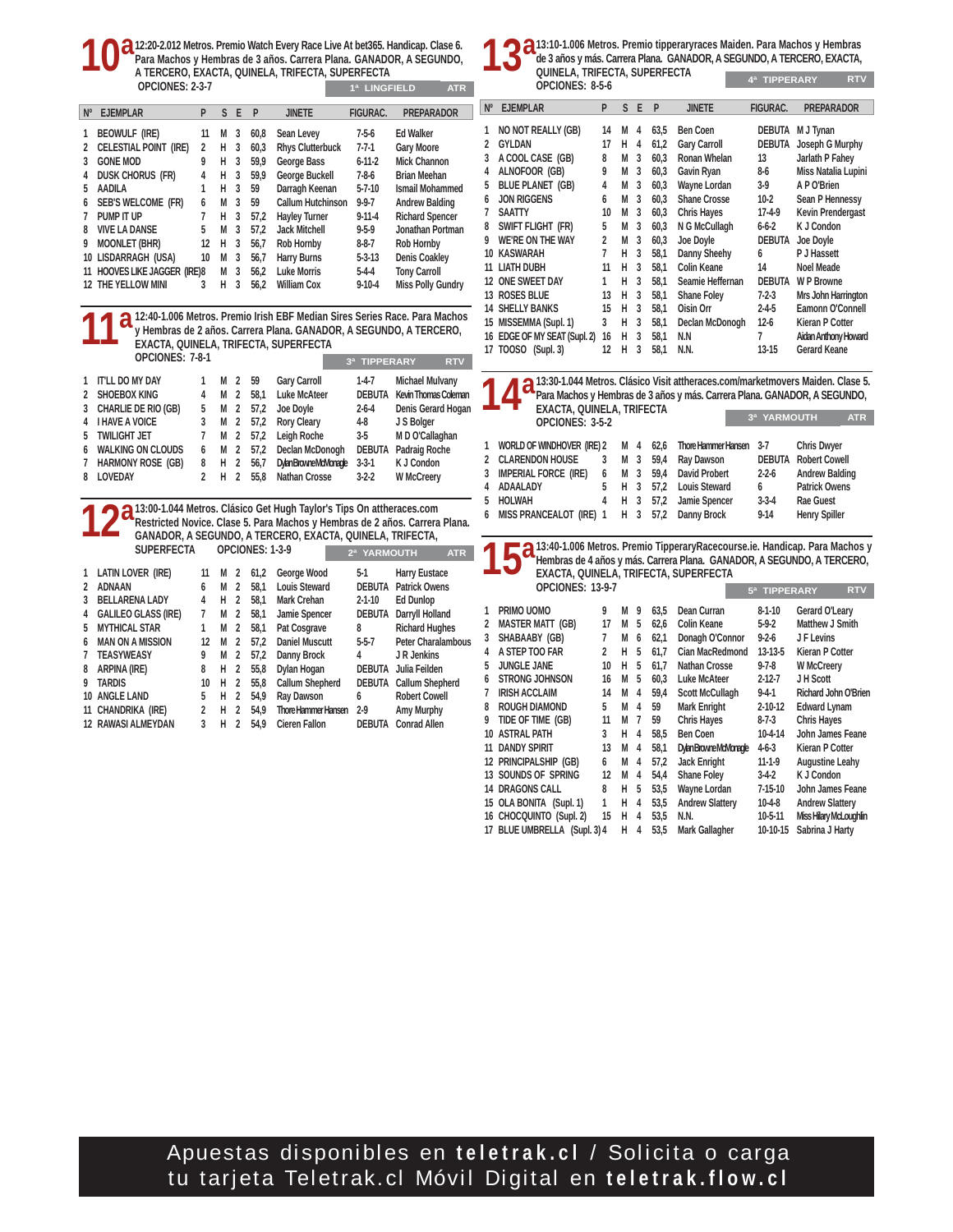## 10ª 12:20-2.012 Metros. Premio Watch Every Race Live At bet365. Handicap. Clase 6. Para Machos y Hembras de 3 años. Carrera Plana. GANADOR, A SEGUNDO, A TERCERO, EXACTA, QUINELA, TRIFECTA, SUPERFECTA

OPCIONES: 2-3-7 — 1ª LINGFIELD — ATR

| Nº | EJEMPLAR | P | S | E | P | JINETE | FIGURAC. | PREPARADOR |
|---|---|---|---|---|---|---|---|---|
| 1 | BEOWULF (IRE) | 11 | M | 3 | 60,8 | Sean Levey | 7-5-6 | Ed Walker |
| 2 | CELESTIAL POINT (IRE) | 2 | H | 3 | 60,3 | Rhys Clutterbuck | 7-7-1 | Gary Moore |
| 3 | GONE MOD | 9 | M | 3 | 59,9 | George Bass | 6-11-2 | Mick Channon |
| 4 | DUSK CHORUS (FR) | 4 | H | 3 | 59,9 | George Buckell | 7-8-6 | Brian Meehan |
| 5 | AADILA | 1 | H | 3 | 59 | Darragh Keenan | 5-7-10 | Ismail Mohammed |
| 6 | SEB'S WELCOME (FR) | 6 | M | 3 | 59 | Callum Hutchinson | 9-9-7 | Andrew Balding |
| 7 | PUMP IT UP | 7 | H | 3 | 57,2 | Hayley Turner | 9-11-4 | Richard Spencer |
| 8 | VIVE LA DANSE | 5 | M | 3 | 57,2 | Jack Mitchell | 9-5-9 | Jonathan Portman |
| 9 | MOONLET (BHR) | 12 | H | 3 | 56,7 | Rob Hornby | 8-8-7 | Rob Hornby |
| 10 | LISDARRAGH (USA) | 10 | M | 3 | 56,7 | Harry Burns | 5-3-13 | Denis Coakley |
| 11 | HOOVES LIKE JAGGER (IRE) | 8 | M | 3 | 56,2 | Luke Morris | 5-4-4 | Tony Carroll |
| 12 | THE YELLOW MINI | 3 | H | 3 | 56,2 | William Cox | 9-10-4 | Miss Polly Gundry |

## 11ª 12:40-1.006 Metros. Premio Irish EBF Median Sires Series Race. Para Machos y Hembras de 2 años. Carrera Plana. GANADOR, A SEGUNDO, A TERCERO, EXACTA, QUINELA, TRIFECTA, SUPERFECTA

OPCIONES: 7-8-1 — 3ª TIPPERARY — RTV

| Nº | EJEMPLAR | P | S | E | P | JINETE | FIGURAC. | PREPARADOR |
|---|---|---|---|---|---|---|---|---|
| 1 | IT'LL DO MY DAY | 1 | M | 2 | 59 | Gary Carroll | 1-4-7 | Michael Mulvany |
| 2 | SHOEBOX KING | 4 | M | 2 | 58,1 | Luke McAteer | DEBUTA | Kevin Thomas Coleman |
| 3 | CHARLIE DE RIO (GB) | 5 | M | 2 | 57,2 | Joe Doyle | 2-6-4 | Denis Gerard Hogan |
| 4 | I HAVE A VOICE | 3 | M | 2 | 57,2 | Rory Cleary | 4-8 | J S Bolger |
| 5 | TWILIGHT JET | 7 | M | 2 | 57,2 | Leigh Roche | 3-5 | M D O'Callaghan |
| 6 | WALKING ON CLOUDS | 6 | M | 2 | 57,2 | Declan McDonogh | DEBUTA | Padraig Roche |
| 7 | HARMONY ROSE (GB) | 8 | H | 2 | 56,7 | Dylan Browne McMonagle | 3-3-1 | K J Condon |
| 8 | LOVEDAY | 2 | H | 2 | 55,8 | Nathan Crosse | 3-2-2 | W McCreery |

## 12ª 13:00-1.044 Metros. Clásico Get Hugh Taylor's Tips On attheraces.com Restricted Novice. Clase 5. Para Machos y Hembras de 2 años. Carrera Plana. GANADOR, A SEGUNDO, A TERCERO, EXACTA, QUINELA, TRIFECTA, SUPERFECTA

OPCIONES: 1-3-9 — 2ª YARMOUTH — ATR

| Nº | EJEMPLAR | P | S | E | P | JINETE | FIGURAC. | PREPARADOR |
|---|---|---|---|---|---|---|---|---|
| 1 | LATIN LOVER (IRE) | 11 | M | 2 | 61,2 | George Wood | 5-1 | Harry Eustace |
| 2 | ADNAAN | 6 | M | 2 | 58,1 | Louis Steward | DEBUTA | Patrick Owens |
| 3 | BELLARENA LADY | 4 | H | 2 | 58,1 | Mark Crehan | 2-1-10 | Ed Dunlop |
| 4 | GALILEO GLASS (IRE) | 7 | M | 2 | 58,1 | Jamie Spencer | DEBUTA | Darryll Holland |
| 5 | MYTHICAL STAR | 1 | M | 2 | 58,1 | Pat Cosgrave | 8 | Richard Hughes |
| 6 | MAN ON A MISSION | 12 | M | 2 | 57,2 | Daniel Muscutt | 5-5-7 | Peter Charalambous |
| 7 | TEASYWEASY | 9 | M | 2 | 57,2 | Danny Brock | 4 | J R Jenkins |
| 8 | ARPINA (IRE) | 8 | H | 2 | 55,8 | Dylan Hogan | DEBUTA | Julia Feilden |
| 9 | TARDIS | 10 | H | 2 | 55,8 | Callum Shepherd | DEBUTA | Callum Shepherd |
| 10 | ANGLE LAND | 5 | H | 2 | 54,9 | Ray Dawson | 6 | Robert Cowell |
| 11 | CHANDRIKA (IRE) | 2 | H | 2 | 54,9 | Thore Hammer Hansen | 2-9 | Amy Murphy |
| 12 | RAWASI ALMEYDAN | 3 | H | 2 | 54,9 | Cieren Fallon | DEBUTA | Conrad Allen |

## 13ª 13:10-1.006 Metros. Premio tipperaryraces Maiden. Para Machos y Hembras de 3 años y más. Carrera Plana. GANADOR, A SEGUNDO, A TERCERO, EXACTA, QUINELA, TRIFECTA, SUPERFECTA

OPCIONES: 8-5-6 — 4ª TIPPERARY — RTV

| Nº | EJEMPLAR | P | S | E | P | JINETE | FIGURAC. | PREPARADOR |
|---|---|---|---|---|---|---|---|---|
| 1 | NO NOT REALLY (GB) | 14 | M | 4 | 63,5 | Ben Coen | DEBUTA | M J Tynan |
| 2 | GYLDAN | 17 | H | 4 | 61,2 | Gary Carroll | DEBUTA | Joseph G Murphy |
| 3 | A COOL CASE (GB) | 8 | M | 3 | 60,3 | Ronan Whelan | 13 | Jarlath P Fahey |
| 4 | ALNOFOOR (GB) | 9 | M | 3 | 60,3 | Gavin Ryan | 8-6 | Miss Natalia Lupini |
| 5 | BLUE PLANET (GB) | 4 | M | 3 | 60,3 | Wayne Lordan | 3-9 | A P O'Brien |
| 6 | JON RIGGENS | 6 | M | 3 | 60,3 | Shane Crosse | 10-2 | Sean P Hennessy |
| 7 | SAATTY | 10 | M | 3 | 60,3 | Chris Hayes | 17-4-9 | Kevin Prendergast |
| 8 | SWIFT FLIGHT (FR) | 5 | M | 3 | 60,3 | N G McCullagh | 6-6-2 | K J Condon |
| 9 | WE'RE ON THE WAY | 2 | M | 3 | 60,3 | Joe Doyle | DEBUTA | Joe Doyle |
| 10 | KASWARAH | 7 | H | 3 | 58,1 | Danny Sheehy | 6 | P J Hassett |
| 11 | LIATH DUBH | 11 | H | 3 | 58,1 | Colin Keane | 14 | Noel Meade |
| 12 | ONE SWEET DAY | 1 | H | 3 | 58,1 | Seamie Heffernan | DEBUTA | W P Browne |
| 13 | ROSES BLUE | 13 | H | 3 | 58,1 | Shane Foley | 7-2-3 | Mrs John Harrington |
| 14 | SHELLY BANKS | 15 | H | 3 | 58,1 | Oisin Orr | 2-4-5 | Eamonn O'Connell |
| 15 | MISSEMMA (Supl. 1) | 3 | H | 3 | 58,1 | Declan McDonogh | 12-6 | Kieran P Cotter |
| 16 | EDGE OF MY SEAT (Supl. 2) | 16 | H | 3 | 58,1 | N.N | 7 | Aidan Anthony Howard |
| 17 | TOOSO (Supl. 3) | 12 | H | 3 | 58,1 | N.N. | 13-15 | Gerard Keane |

## 14ª 13:30-1.044 Metros. Clásico Visit attheraces.com/marketmovers Maiden. Clase 5. Para Machos y Hembras de 3 años y más. Carrera Plana. GANADOR, A SEGUNDO, EXACTA, QUINELA, TRIFECTA

OPCIONES: 3-5-2 — 3ª YARMOUTH — ATR

| Nº | EJEMPLAR | P | S | E | P | JINETE | FIGURAC. | PREPARADOR |
|---|---|---|---|---|---|---|---|---|
| 1 | WORLD OF WINDHOVER (IRE) | 2 | M | 4 | 62,6 | Thore Hammer Hansen | 3-7 | Chris Dwyer |
| 2 | CLARENDON HOUSE | 3 | M | 3 | 59,4 | Ray Dawson | DEBUTA | Robert Cowell |
| 3 | IMPERIAL FORCE (IRE) | 6 | M | 3 | 59,4 | David Probert | 2-2-6 | Andrew Balding |
| 4 | ADAALADY | 5 | H | 3 | 57,2 | Louis Steward | 6 | Patrick Owens |
| 5 | HOLWAH | 4 | H | 3 | 57,2 | Jamie Spencer | 3-3-4 | Rae Guest |
| 6 | MISS PRANCEALOT (IRE) | 1 | H | 3 | 57,2 | Danny Brock | 9-14 | Henry Spiller |

## 15ª 13:40-1.006 Metros. Premio TipperaryRacecourse.ie. Handicap. Para Machos y Hembras de 4 años y más. Carrera Plana. GANADOR, A SEGUNDO, A TERCERO, EXACTA, QUINELA, TRIFECTA, SUPERFECTA

OPCIONES: 13-9-7 — 5ª TIPPERARY — RTV

| Nº | EJEMPLAR | P | S | E | P | JINETE | FIGURAC. | PREPARADOR |
|---|---|---|---|---|---|---|---|---|
| 1 | PRIMO UOMO | 9 | M | 9 | 63,5 | Dean Curran | 8-1-10 | Gerard O'Leary |
| 2 | MASTER MATT (GB) | 17 | M | 5 | 62,6 | Colin Keane | 5-9-2 | Matthew J Smith |
| 3 | SHABAABY (GB) | 7 | M | 6 | 62,1 | Donagh O'Connor | 9-2-6 | J F Levins |
| 4 | A STEP TOO FAR | 2 | H | 5 | 61,7 | Cian MacRedmond | 13-13-5 | Kieran P Cotter |
| 5 | JUNGLE JANE | 10 | H | 5 | 61,7 | Nathan Crosse | 9-7-8 | W McCreery |
| 6 | STRONG JOHNSON | 16 | M | 5 | 60,3 | Luke McAteer | 2-12-7 | J H Scott |
| 7 | IRISH ACCLAIM | 14 | M | 4 | 59,4 | Scott McCullagh | 9-4-1 | Richard John O'Brien |
| 8 | ROUGH DIAMOND | 5 | M | 4 | 59 | Mark Enright | 2-10-12 | Edward Lynam |
| 9 | TIDE OF TIME (GB) | 11 | M | 7 | 59 | Chris Hayes | 8-7-3 | Chris Hayes |
| 10 | ASTRAL PATH | 3 | H | 4 | 58,5 | Ben Coen | 10-4-14 | John James Feane |
| 11 | DANDY SPIRIT | 13 | M | 4 | 58,1 | Dylan Browne McMonagle | 4-6-3 | Kieran P Cotter |
| 12 | PRINCIPALSHIP (GB) | 6 | M | 4 | 57,2 | Jack Enright | 11-1-9 | Augustine Leahy |
| 13 | SOUNDS OF SPRING | 12 | M | 4 | 54,4 | Shane Foley | 3-4-2 | K J Condon |
| 14 | DRAGONS CALL | 8 | H | 5 | 53,5 | Wayne Lordan | 7-15-10 | John James Feane |
| 15 | OLA BONITA (Supl. 1) | 1 | H | 4 | 53,5 | Andrew Slattery | 10-4-8 | Andrew Slattery |
| 16 | CHOCQUINTO (Supl. 2) | 15 | H | 4 | 53,5 | N.N. | 10-5-11 | Miss Hilary McLoughlin |
| 17 | BLUE UMBRELLA (Supl. 3) | 4 | H | 4 | 53,5 | Mark Gallagher | 10-10-15 | Sabrina J Harty |

Apuestas disponibles en **teletrak.cl** / Solicita o carga tu tarjeta Teletrak.cl Móvil Digital en **teletrak.flow.cl**